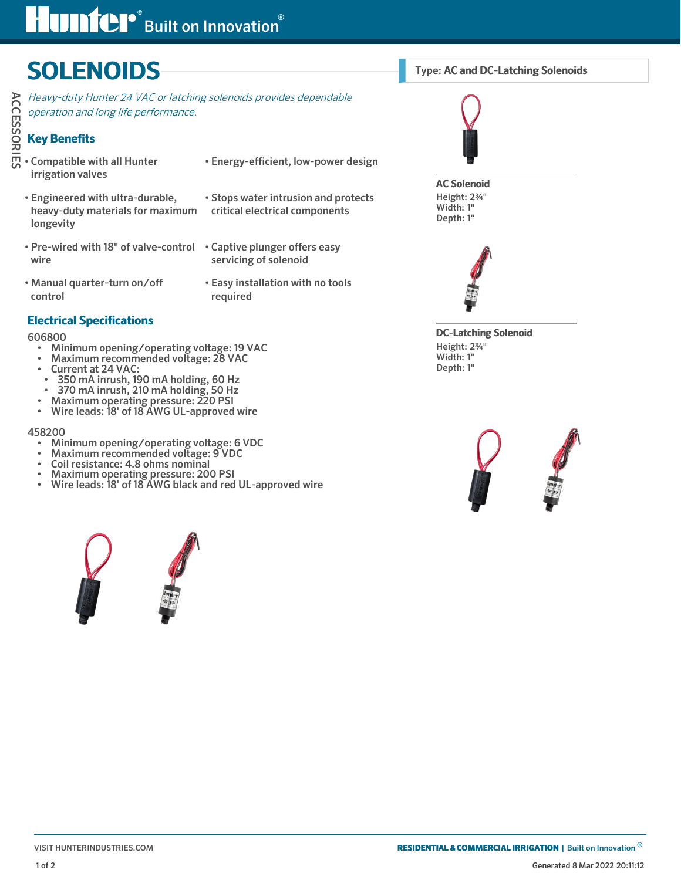# SOLENOIDS

*Heavy-duty Hunter 24 VAC or latching solenoids provides dependable operation and long life performance.*

**Type: AC and DC-Latching Solenoids**

ACCESSORIES

## Key Benefits

- Compatible with all Hunter irrigation valves
- Engineered with ultra-durable, heavy-duty materials for maximum longevity
- Pre-wired with 18" of valve-control wire
- Manual quarter-turn on/off control
- Energy-efficient, low-power design
- Stops water intrusion and protects critical electrical components
- Captive plunger offers easy servicing of solenoid
- Easy installation with no tools required

## Electrical Specifications

606800

- Minimum opening/operating voltage: 19 VAC
- Maximum recommended voltage: 28 VAC
- Current at 24 VAC:
  - 350 mA inrush, 190 mA holding, 60 Hz
  - 370 mA inrush, 210 mA holding, 50 Hz
- Maximum operating pressure: 220 PSI
- Wire leads: 18' of 18 AWG UL-approved wire

458200

- Minimum opening/operating voltage: 6 VDC
- Maximum recommended voltage: 9 VDC
- Coil resistance: 4.8 ohms nominal
- Maximum operating pressure: 200 PSI
- Wire leads: 18' of 18 AWG black and red UL-approved wire

**AC Solenoid**
Height: 2¾"
Width: 1"
Depth: 1"

**DC-Latching Solenoid**
Height: 2¾"
Width: 1"
Depth: 1"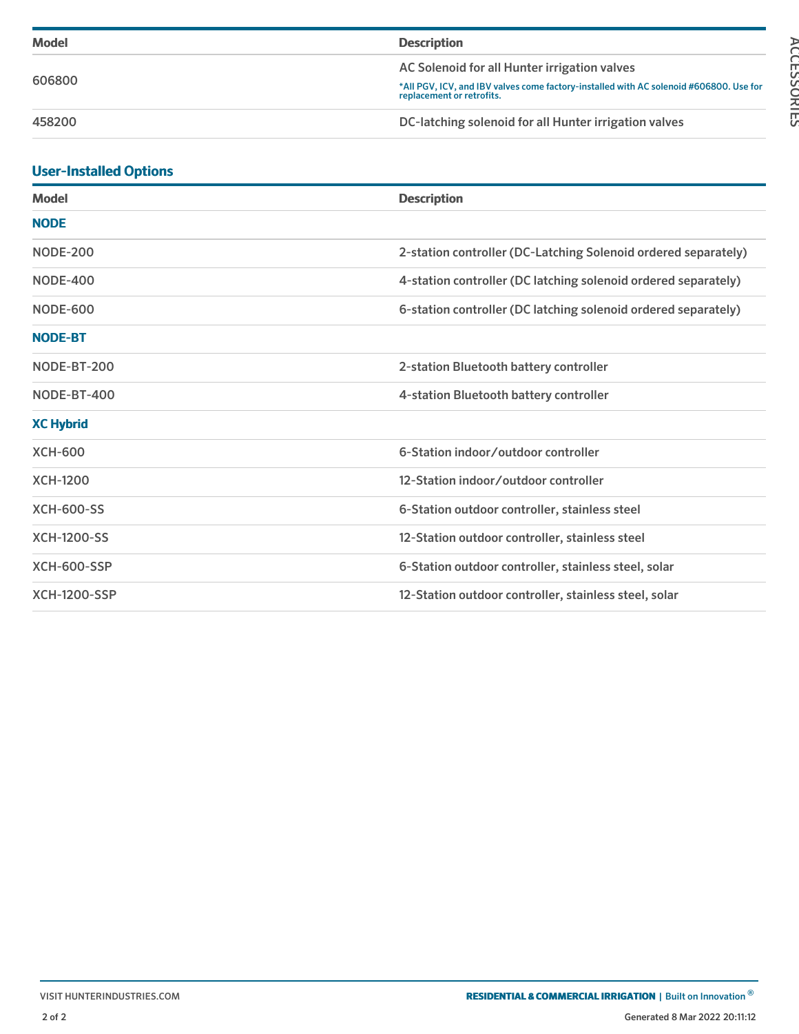| Model | Description |
|---|---|
| 606800 | AC Solenoid for all Hunter irrigation valves<br>*All PGV, ICV, and IBV valves come factory-installed with AC solenoid #606800. Use for replacement or retrofits. |
| 458200 | DC-latching solenoid for all Hunter irrigation valves |

## User-Installed Options

| Model | Description |
|---|---|
| **NODE** | |
| NODE-200 | 2-station controller (DC-Latching Solenoid ordered separately) |
| NODE-400 | 4-station controller (DC latching solenoid ordered separately) |
| NODE-600 | 6-station controller (DC latching solenoid ordered separately) |
| **NODE-BT** | |
| NODE-BT-200 | 2-station Bluetooth battery controller |
| NODE-BT-400 | 4-station Bluetooth battery controller |
| **XC Hybrid** | |
| XCH-600 | 6-Station indoor/outdoor controller |
| XCH-1200 | 12-Station indoor/outdoor controller |
| XCH-600-SS | 6-Station outdoor controller, stainless steel |
| XCH-1200-SS | 12-Station outdoor controller, stainless steel |
| XCH-600-SSP | 6-Station outdoor controller, stainless steel, solar |
| XCH-1200-SSP | 12-Station outdoor controller, stainless steel, solar |